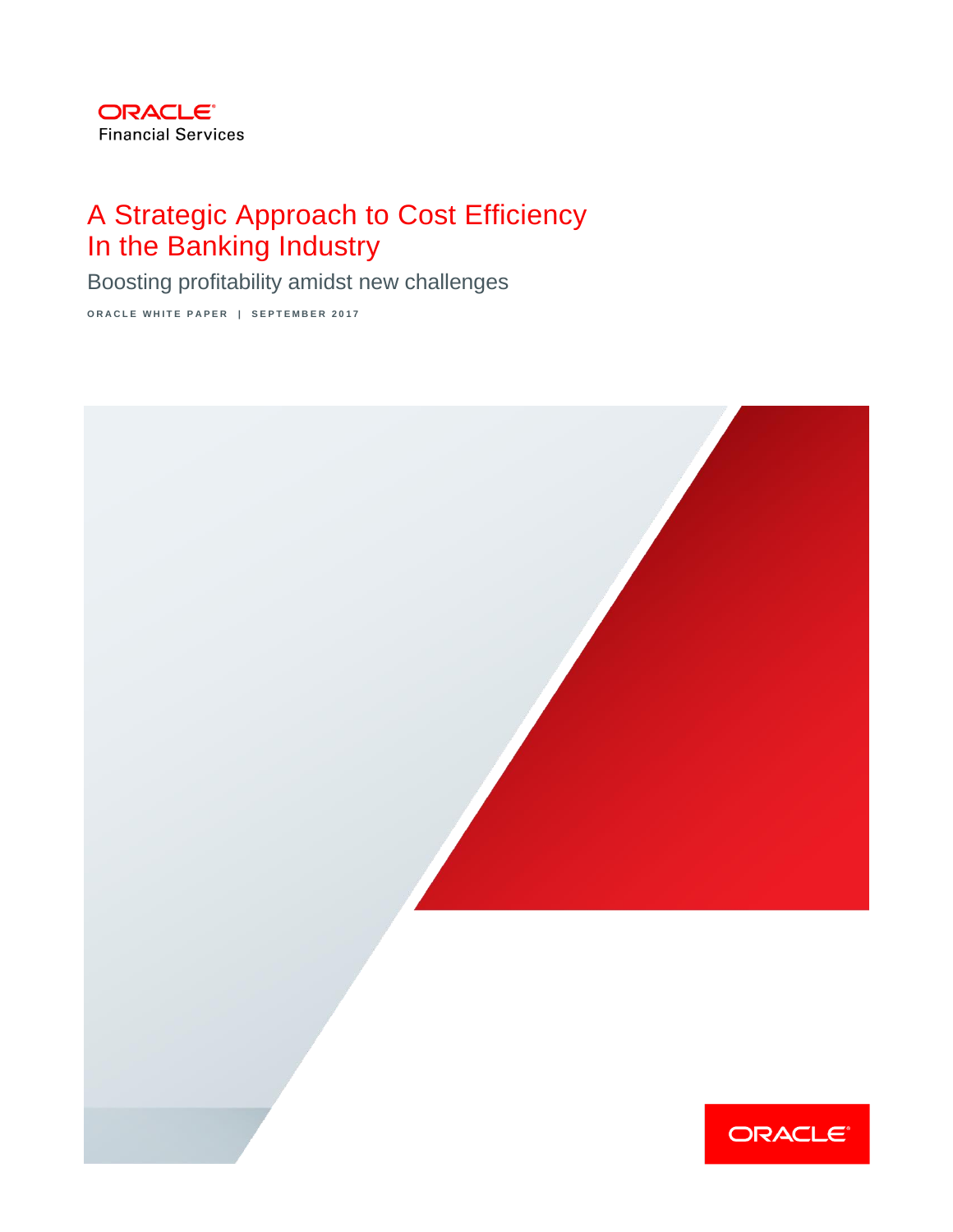ORACLE
Financial Services

# A Strategic Approach to Cost Efficiency In the Banking Industry

## Boosting profitability amidst new challenges

ORACLE WHITE PAPER | SEPTEMBER 2017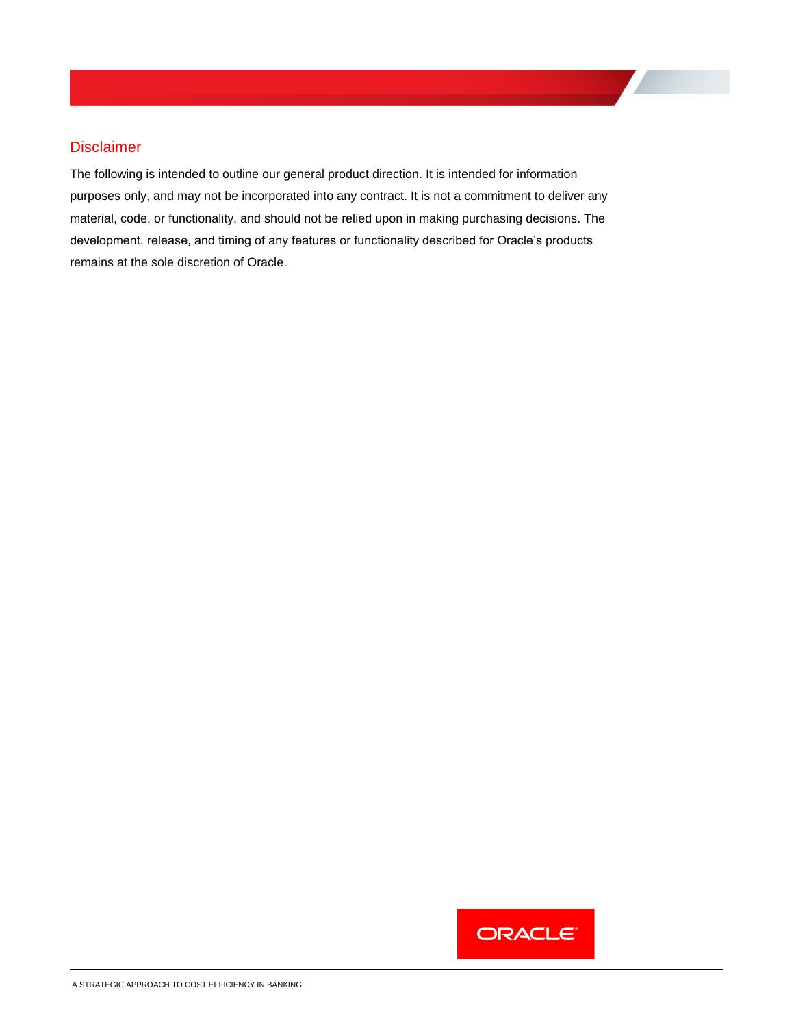## Disclaimer

The following is intended to outline our general product direction. It is intended for information purposes only, and may not be incorporated into any contract. It is not a commitment to deliver any material, code, or functionality, and should not be relied upon in making purchasing decisions. The development, release, and timing of any features or functionality described for Oracle's products remains at the sole discretion of Oracle.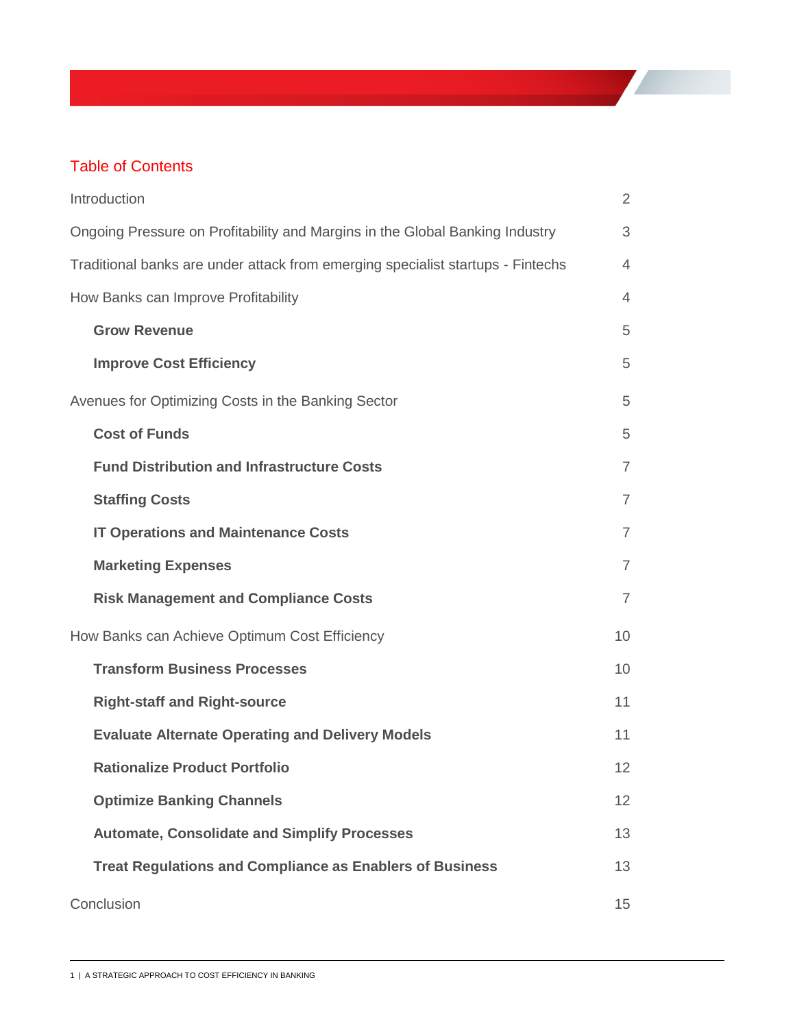## Table of Contents

| | |
|---|---|
| Introduction | 2 |
| Ongoing Pressure on Profitability and Margins in the Global Banking Industry | 3 |
| Traditional banks are under attack from emerging specialist startups - Fintechs | 4 |
| How Banks can Improve Profitability | 4 |
| **Grow Revenue** | 5 |
| **Improve Cost Efficiency** | 5 |
| Avenues for Optimizing Costs in the Banking Sector | 5 |
| **Cost of Funds** | 5 |
| **Fund Distribution and Infrastructure Costs** | 7 |
| **Staffing Costs** | 7 |
| **IT Operations and Maintenance Costs** | 7 |
| **Marketing Expenses** | 7 |
| **Risk Management and Compliance Costs** | 7 |
| How Banks can Achieve Optimum Cost Efficiency | 10 |
| **Transform Business Processes** | 10 |
| **Right-staff and Right-source** | 11 |
| **Evaluate Alternate Operating and Delivery Models** | 11 |
| **Rationalize Product Portfolio** | 12 |
| **Optimize Banking Channels** | 12 |
| **Automate, Consolidate and Simplify Processes** | 13 |
| **Treat Regulations and Compliance as Enablers of Business** | 13 |
| Conclusion | 15 |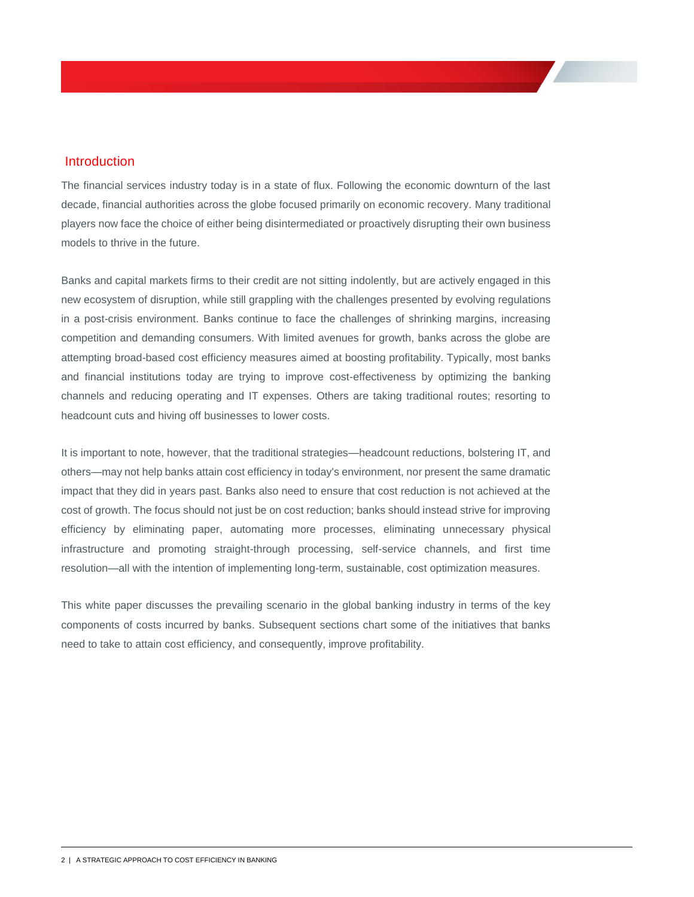## Introduction

The financial services industry today is in a state of flux. Following the economic downturn of the last decade, financial authorities across the globe focused primarily on economic recovery. Many traditional players now face the choice of either being disintermediated or proactively disrupting their own business models to thrive in the future.

Banks and capital markets firms to their credit are not sitting indolently, but are actively engaged in this new ecosystem of disruption, while still grappling with the challenges presented by evolving regulations in a post-crisis environment. Banks continue to face the challenges of shrinking margins, increasing competition and demanding consumers. With limited avenues for growth, banks across the globe are attempting broad-based cost efficiency measures aimed at boosting profitability. Typically, most banks and financial institutions today are trying to improve cost-effectiveness by optimizing the banking channels and reducing operating and IT expenses. Others are taking traditional routes; resorting to headcount cuts and hiving off businesses to lower costs.

It is important to note, however, that the traditional strategies—headcount reductions, bolstering IT, and others—may not help banks attain cost efficiency in today's environment, nor present the same dramatic impact that they did in years past. Banks also need to ensure that cost reduction is not achieved at the cost of growth. The focus should not just be on cost reduction; banks should instead strive for improving efficiency by eliminating paper, automating more processes, eliminating unnecessary physical infrastructure and promoting straight-through processing, self-service channels, and first time resolution—all with the intention of implementing long-term, sustainable, cost optimization measures.

This white paper discusses the prevailing scenario in the global banking industry in terms of the key components of costs incurred by banks. Subsequent sections chart some of the initiatives that banks need to take to attain cost efficiency, and consequently, improve profitability.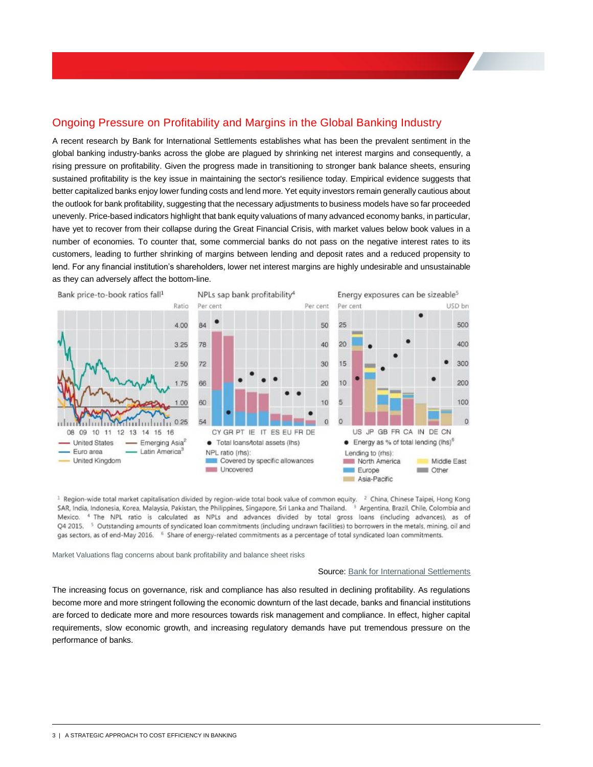## Ongoing Pressure on Profitability and Margins in the Global Banking Industry

A recent research by Bank for International Settlements establishes what has been the prevalent sentiment in the global banking industry-banks across the globe are plagued by shrinking net interest margins and consequently, a rising pressure on profitability. Given the progress made in transitioning to stronger bank balance sheets, ensuring sustained profitability is the key issue in maintaining the sector's resilience today. Empirical evidence suggests that better capitalized banks enjoy lower funding costs and lend more. Yet equity investors remain generally cautious about the outlook for bank profitability, suggesting that the necessary adjustments to business models have so far proceeded unevenly. Price-based indicators highlight that bank equity valuations of many advanced economy banks, in particular, have yet to recover from their collapse during the Great Financial Crisis, with market values below book values in a number of economies. To counter that, some commercial banks do not pass on the negative interest rates to its customers, leading to further shrinking of margins between lending and deposit rates and a reduced propensity to lend. For any financial institution's shareholders, lower net interest margins are highly undesirable and unsustainable as they can adversely affect the bottom-line.

Bank price-to-book ratios fall[1]

NPLs sap bank profitability[4]

Energy exposures can be sizeable[5]

[1] Region-wide total market capitalisation divided by region-wide total book value of common equity. [2] China, Chinese Taipei, Hong Kong SAR, India, Indonesia, Korea, Malaysia, Pakistan, the Philippines, Singapore, Sri Lanka and Thailand. [3] Argentina, Brazil, Chile, Colombia and Mexico. [4] The NPL ratio is calculated as NPLs and advances divided by total gross loans (including advances), as of Q4 2015. [5] Outstanding amounts of syndicated loan commitments (including undrawn facilities) to borrowers in the metals, mining, oil and gas sectors, as of end-May 2016. [6] Share of energy-related commitments as a percentage of total syndicated loan commitments.

Market Valuations flag concerns about bank profitability and balance sheet risks

Source: Bank for International Settlements

The increasing focus on governance, risk and compliance has also resulted in declining profitability. As regulations become more and more stringent following the economic downturn of the last decade, banks and financial institutions are forced to dedicate more and more resources towards risk management and compliance. In effect, higher capital requirements, slow economic growth, and increasing regulatory demands have put tremendous pressure on the performance of banks.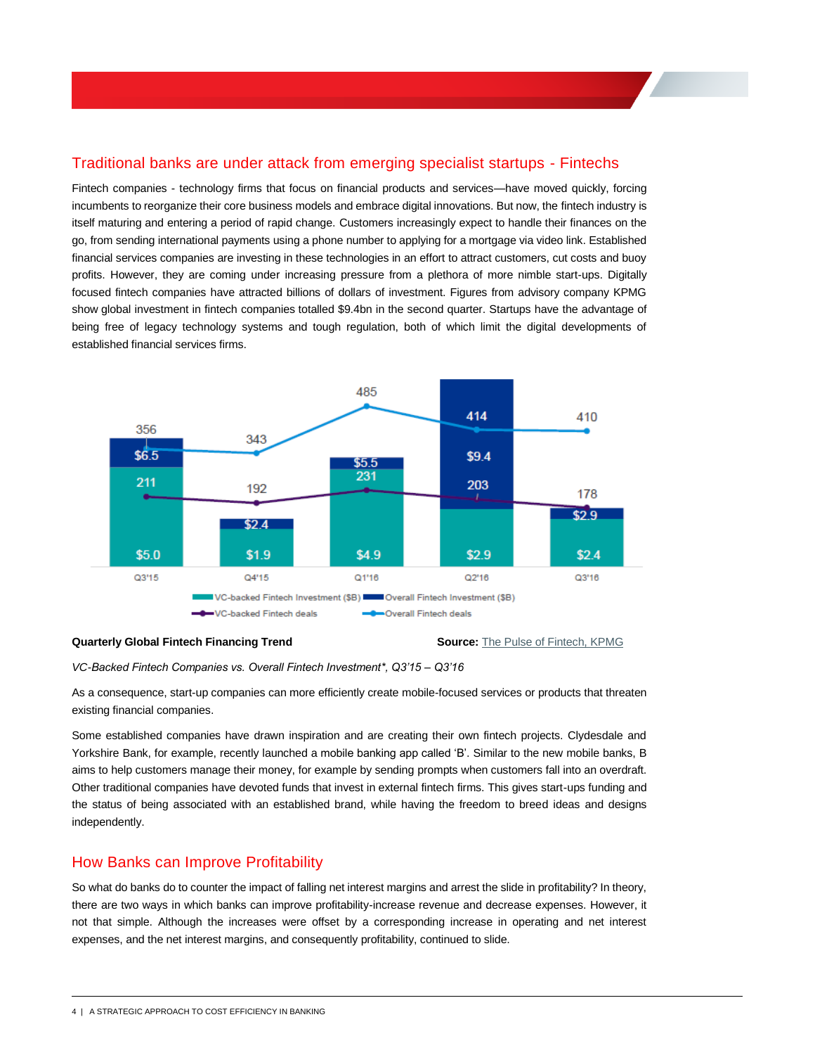## Traditional banks are under attack from emerging specialist startups - Fintechs

Fintech companies - technology firms that focus on financial products and services—have moved quickly, forcing incumbents to reorganize their core business models and embrace digital innovations. But now, the fintech industry is itself maturing and entering a period of rapid change. Customers increasingly expect to handle their finances on the go, from sending international payments using a phone number to applying for a mortgage via video link. Established financial services companies are investing in these technologies in an effort to attract customers, cut costs and buoy profits. However, they are coming under increasing pressure from a plethora of more nimble start-ups. Digitally focused fintech companies have attracted billions of dollars of investment. Figures from advisory company KPMG show global investment in fintech companies totalled $9.4bn in the second quarter. Startups have the advantage of being free of legacy technology systems and tough regulation, both of which limit the digital developments of established financial services firms.

| | Q3'15 | Q4'15 | Q1'16 | Q2'16 | Q3'16 |
|---|---|---|---|---|---|
| VC-backed Fintech Investment ($B) | $5.0 | $1.9 | $4.9 | $2.9 | $2.4 |
| Overall Fintech Investment ($B) | $6.5 | $2.4 | $5.5 | $9.4 | $2.9 |
| VC-backed Fintech deals | 211 | 192 | 231 | 203 | 178 |
| Overall Fintech deals | 356 | 343 | 485 | 414 | 410 |

**Quarterly Global Fintech Financing Trend** **Source:** The Pulse of Fintech, KPMG

*VC-Backed Fintech Companies vs. Overall Fintech Investment*, Q3'15 – Q3'16*

As a consequence, start-up companies can more efficiently create mobile-focused services or products that threaten existing financial companies.

Some established companies have drawn inspiration and are creating their own fintech projects. Clydesdale and Yorkshire Bank, for example, recently launched a mobile banking app called 'B'. Similar to the new mobile banks, B aims to help customers manage their money, for example by sending prompts when customers fall into an overdraft. Other traditional companies have devoted funds that invest in external fintech firms. This gives start-ups funding and the status of being associated with an established brand, while having the freedom to breed ideas and designs independently.

## How Banks can Improve Profitability

So what do banks do to counter the impact of falling net interest margins and arrest the slide in profitability? In theory, there are two ways in which banks can improve profitability-increase revenue and decrease expenses. However, it not that simple. Although the increases were offset by a corresponding increase in operating and net interest expenses, and the net interest margins, and consequently profitability, continued to slide.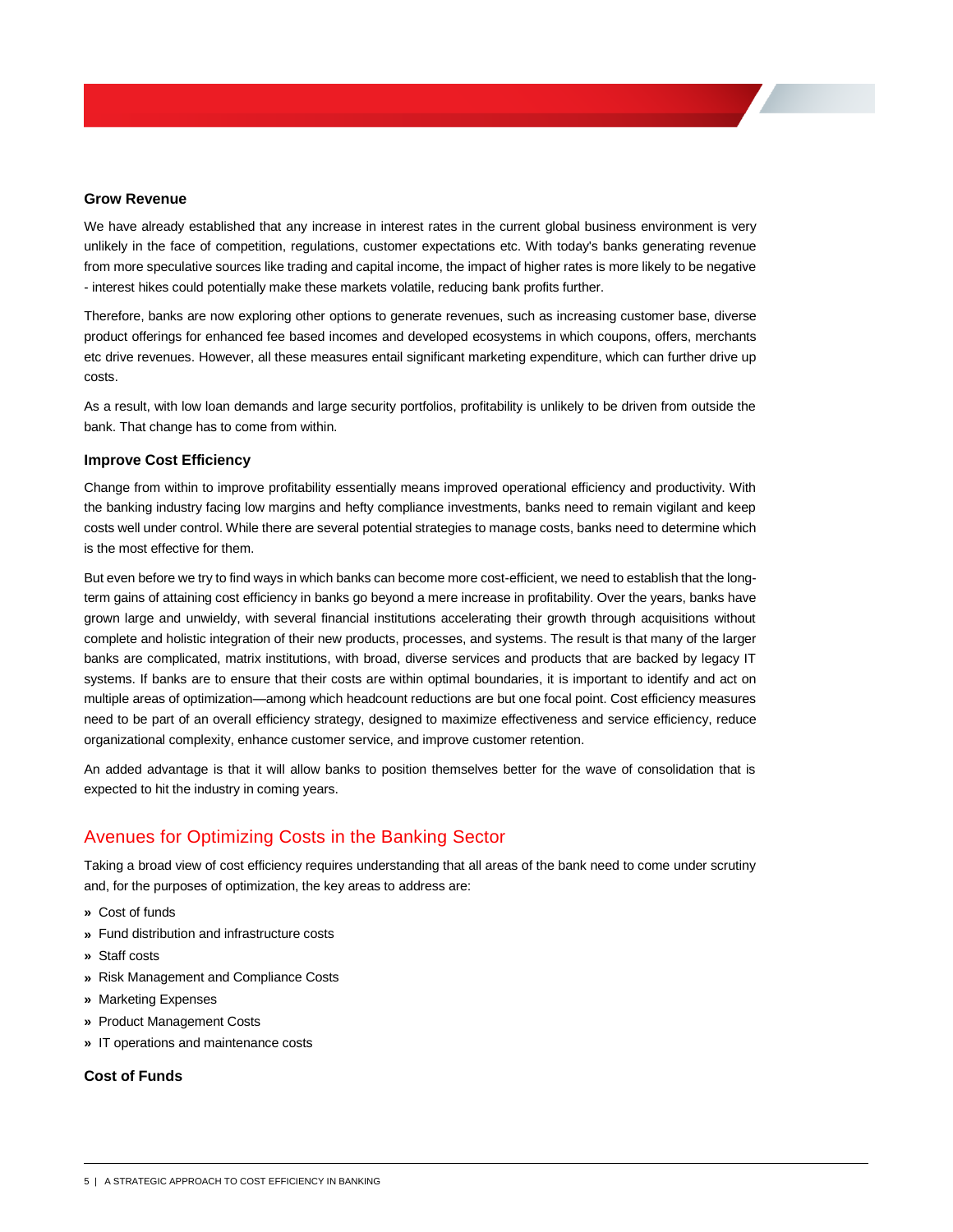### Grow Revenue

We have already established that any increase in interest rates in the current global business environment is very unlikely in the face of competition, regulations, customer expectations etc. With today's banks generating revenue from more speculative sources like trading and capital income, the impact of higher rates is more likely to be negative - interest hikes could potentially make these markets volatile, reducing bank profits further.

Therefore, banks are now exploring other options to generate revenues, such as increasing customer base, diverse product offerings for enhanced fee based incomes and developed ecosystems in which coupons, offers, merchants etc drive revenues. However, all these measures entail significant marketing expenditure, which can further drive up costs.

As a result, with low loan demands and large security portfolios, profitability is unlikely to be driven from outside the bank. That change has to come from within.

### Improve Cost Efficiency

Change from within to improve profitability essentially means improved operational efficiency and productivity. With the banking industry facing low margins and hefty compliance investments, banks need to remain vigilant and keep costs well under control. While there are several potential strategies to manage costs, banks need to determine which is the most effective for them.

But even before we try to find ways in which banks can become more cost-efficient, we need to establish that the long-term gains of attaining cost efficiency in banks go beyond a mere increase in profitability. Over the years, banks have grown large and unwieldy, with several financial institutions accelerating their growth through acquisitions without complete and holistic integration of their new products, processes, and systems. The result is that many of the larger banks are complicated, matrix institutions, with broad, diverse services and products that are backed by legacy IT systems. If banks are to ensure that their costs are within optimal boundaries, it is important to identify and act on multiple areas of optimization—among which headcount reductions are but one focal point. Cost efficiency measures need to be part of an overall efficiency strategy, designed to maximize effectiveness and service efficiency, reduce organizational complexity, enhance customer service, and improve customer retention.

An added advantage is that it will allow banks to position themselves better for the wave of consolidation that is expected to hit the industry in coming years.

## Avenues for Optimizing Costs in the Banking Sector

Taking a broad view of cost efficiency requires understanding that all areas of the bank need to come under scrutiny and, for the purposes of optimization, the key areas to address are:

- Cost of funds
- Fund distribution and infrastructure costs
- Staff costs
- Risk Management and Compliance Costs
- Marketing Expenses
- Product Management Costs
- IT operations and maintenance costs

### Cost of Funds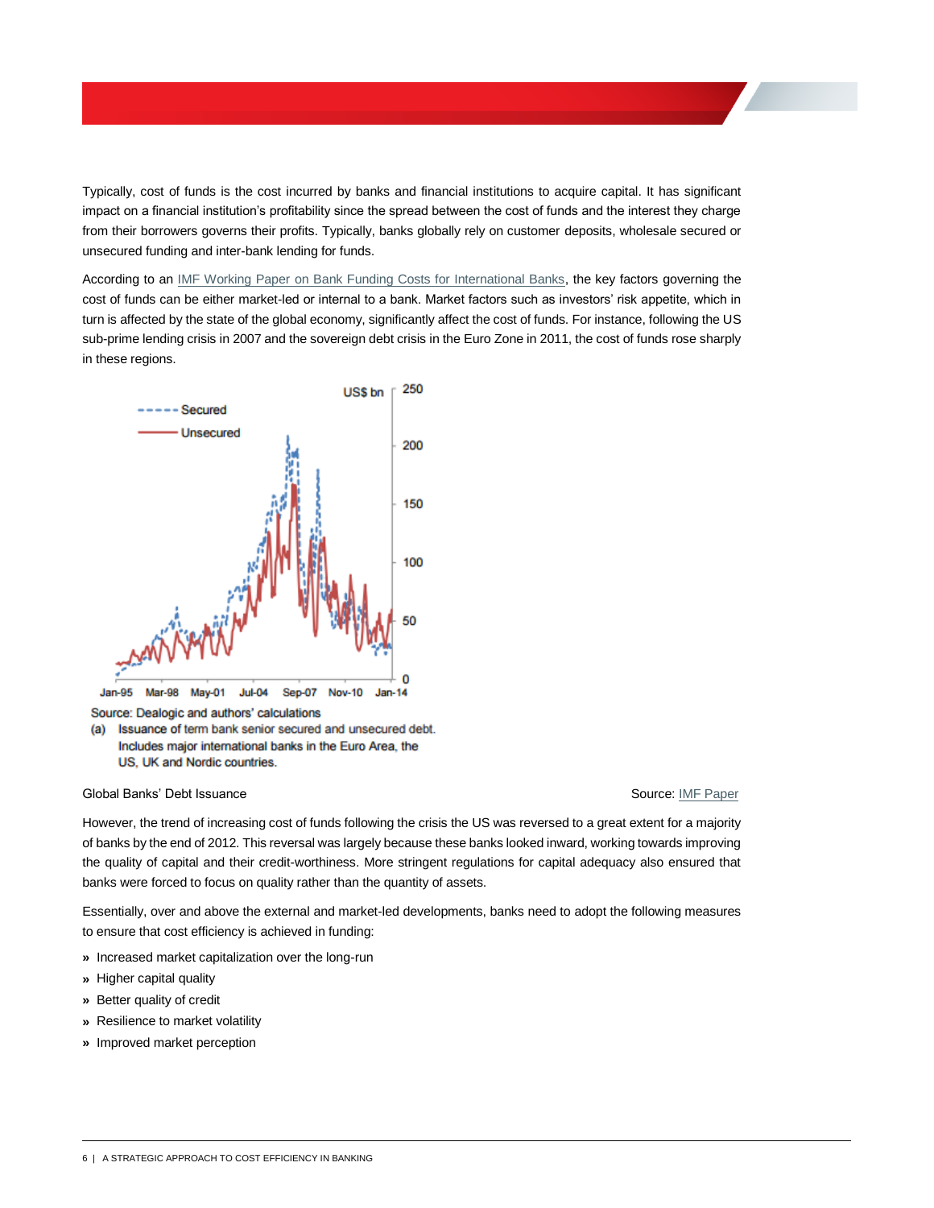Typically, cost of funds is the cost incurred by banks and financial institutions to acquire capital. It has significant impact on a financial institution's profitability since the spread between the cost of funds and the interest they charge from their borrowers governs their profits. Typically, banks globally rely on customer deposits, wholesale secured or unsecured funding and inter-bank lending for funds.

According to an [IMF Working Paper on Bank Funding Costs for International Banks](), the key factors governing the cost of funds can be either market-led or internal to a bank. Market factors such as investors' risk appetite, which in turn is affected by the state of the global economy, significantly affect the cost of funds. For instance, following the US sub-prime lending crisis in 2007 and the sovereign debt crisis in the Euro Zone in 2011, the cost of funds rose sharply in these regions.

Source: Dealogic and authors' calculations

(a) Issuance of term bank senior secured and unsecured debt. Includes major international banks in the Euro Area, the US, UK and Nordic countries.

Global Banks' Debt Issuance

Source: [IMF Paper]()

However, the trend of increasing cost of funds following the crisis the US was reversed to a great extent for a majority of banks by the end of 2012. This reversal was largely because these banks looked inward, working towards improving the quality of capital and their credit-worthiness. More stringent regulations for capital adequacy also ensured that banks were forced to focus on quality rather than the quantity of assets.

Essentially, over and above the external and market-led developments, banks need to adopt the following measures to ensure that cost efficiency is achieved in funding:

- Increased market capitalization over the long-run
- Higher capital quality
- Better quality of credit
- Resilience to market volatility
- Improved market perception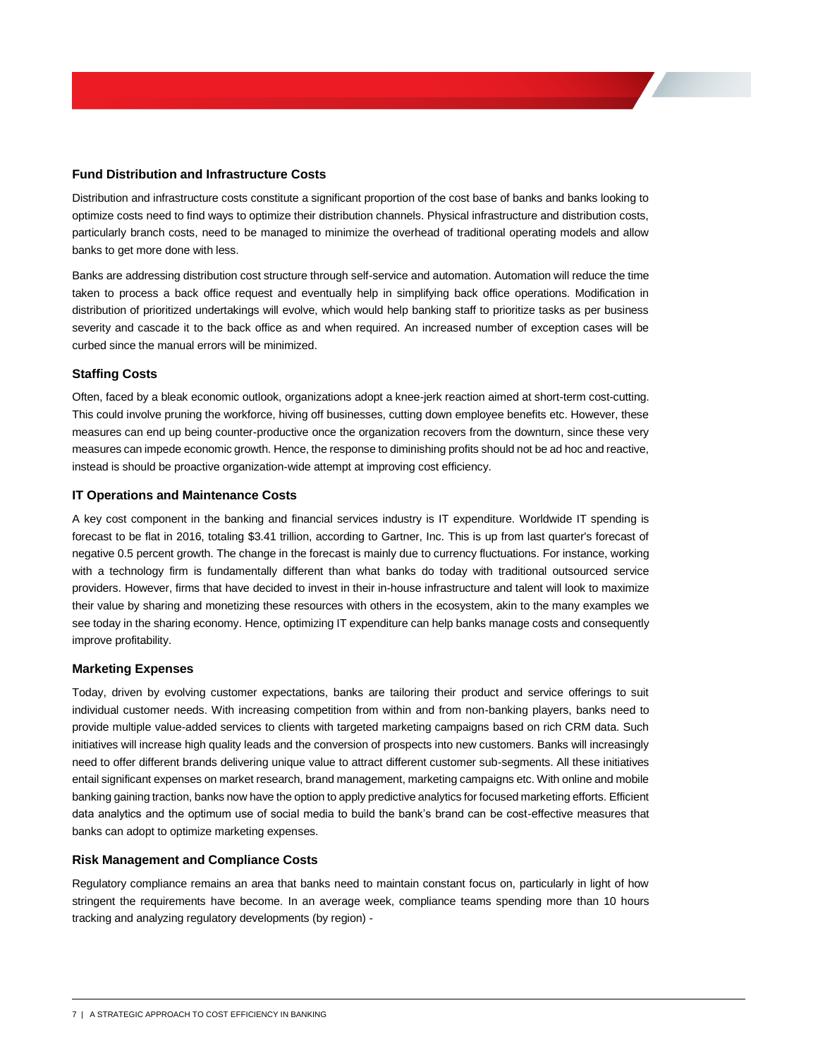### Fund Distribution and Infrastructure Costs

Distribution and infrastructure costs constitute a significant proportion of the cost base of banks and banks looking to optimize costs need to find ways to optimize their distribution channels. Physical infrastructure and distribution costs, particularly branch costs, need to be managed to minimize the overhead of traditional operating models and allow banks to get more done with less.

Banks are addressing distribution cost structure through self-service and automation. Automation will reduce the time taken to process a back office request and eventually help in simplifying back office operations. Modification in distribution of prioritized undertakings will evolve, which would help banking staff to prioritize tasks as per business severity and cascade it to the back office as and when required. An increased number of exception cases will be curbed since the manual errors will be minimized.

### Staffing Costs

Often, faced by a bleak economic outlook, organizations adopt a knee-jerk reaction aimed at short-term cost-cutting. This could involve pruning the workforce, hiving off businesses, cutting down employee benefits etc. However, these measures can end up being counter-productive once the organization recovers from the downturn, since these very measures can impede economic growth. Hence, the response to diminishing profits should not be ad hoc and reactive, instead is should be proactive organization-wide attempt at improving cost efficiency.

### IT Operations and Maintenance Costs

A key cost component in the banking and financial services industry is IT expenditure. Worldwide IT spending is forecast to be flat in 2016, totaling $3.41 trillion, according to Gartner, Inc. This is up from last quarter's forecast of negative 0.5 percent growth. The change in the forecast is mainly due to currency fluctuations. For instance, working with a technology firm is fundamentally different than what banks do today with traditional outsourced service providers. However, firms that have decided to invest in their in-house infrastructure and talent will look to maximize their value by sharing and monetizing these resources with others in the ecosystem, akin to the many examples we see today in the sharing economy. Hence, optimizing IT expenditure can help banks manage costs and consequently improve profitability.

### Marketing Expenses

Today, driven by evolving customer expectations, banks are tailoring their product and service offerings to suit individual customer needs. With increasing competition from within and from non-banking players, banks need to provide multiple value-added services to clients with targeted marketing campaigns based on rich CRM data. Such initiatives will increase high quality leads and the conversion of prospects into new customers. Banks will increasingly need to offer different brands delivering unique value to attract different customer sub-segments. All these initiatives entail significant expenses on market research, brand management, marketing campaigns etc. With online and mobile banking gaining traction, banks now have the option to apply predictive analytics for focused marketing efforts. Efficient data analytics and the optimum use of social media to build the bank's brand can be cost-effective measures that banks can adopt to optimize marketing expenses.

### Risk Management and Compliance Costs

Regulatory compliance remains an area that banks need to maintain constant focus on, particularly in light of how stringent the requirements have become. In an average week, compliance teams spending more than 10 hours tracking and analyzing regulatory developments (by region) -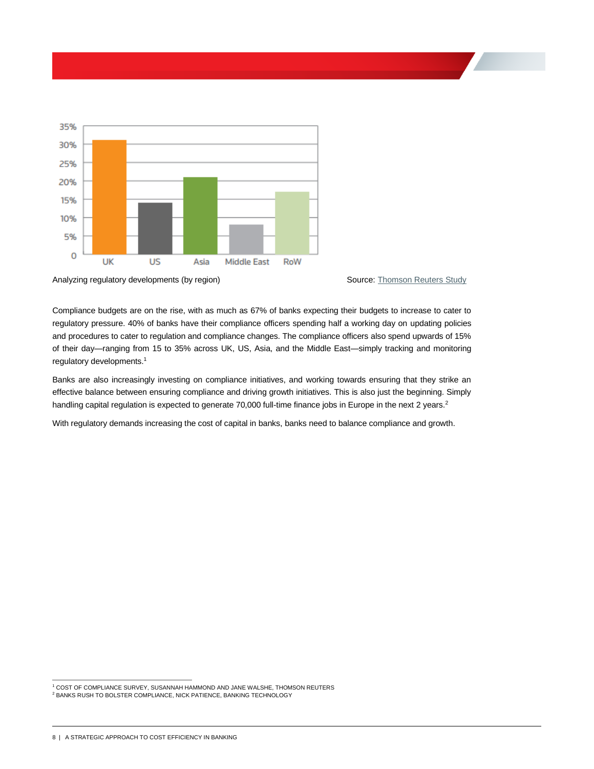Analyzing regulatory developments (by region)

Source: Thomson Reuters Study

Compliance budgets are on the rise, with as much as 67% of banks expecting their budgets to increase to cater to regulatory pressure. 40% of banks have their compliance officers spending half a working day on updating policies and procedures to cater to regulation and compliance changes. The compliance officers also spend upwards of 15% of their day—ranging from 15 to 35% across UK, US, Asia, and the Middle East—simply tracking and monitoring regulatory developments.[1]

Banks are also increasingly investing on compliance initiatives, and working towards ensuring that they strike an effective balance between ensuring compliance and driving growth initiatives. This is also just the beginning. Simply handling capital regulation is expected to generate 70,000 full-time finance jobs in Europe in the next 2 years.[2]

With regulatory demands increasing the cost of capital in banks, banks need to balance compliance and growth.

[1] COST OF COMPLIANCE SURVEY, SUSANNAH HAMMOND AND JANE WALSHE, THOMSON REUTERS

[2] BANKS RUSH TO BOLSTER COMPLIANCE, NICK PATIENCE, BANKING TECHNOLOGY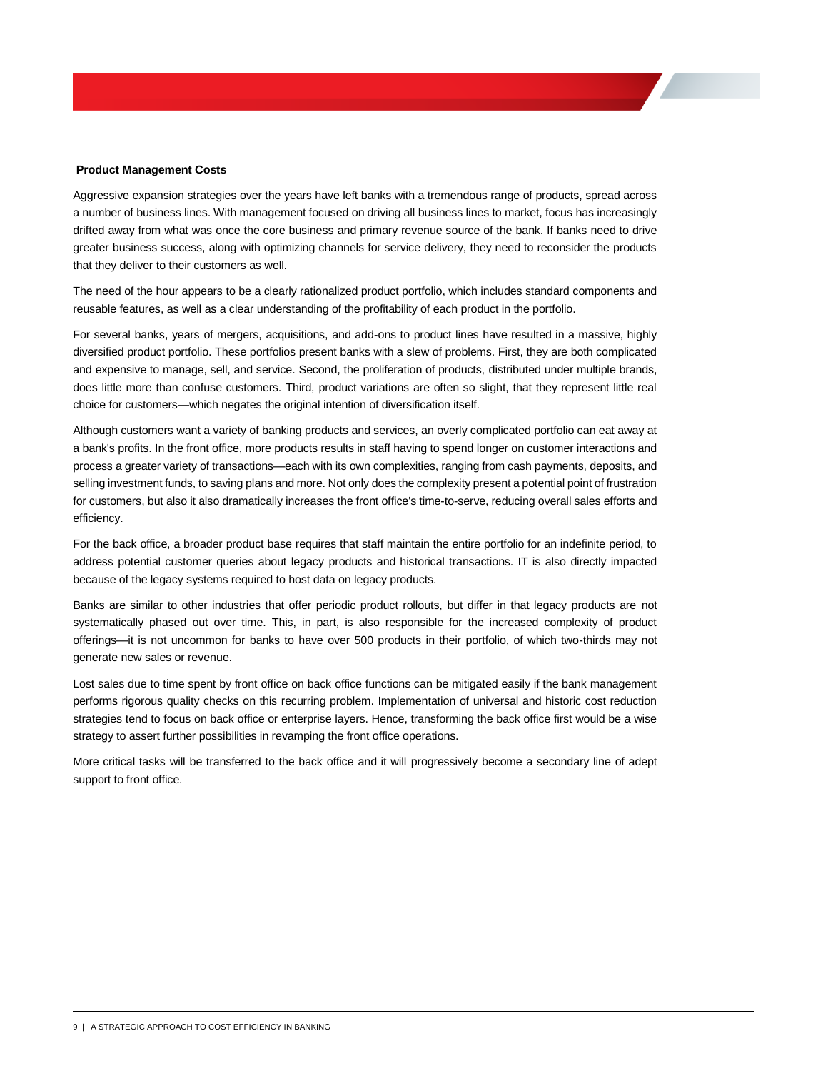**Product Management Costs**

Aggressive expansion strategies over the years have left banks with a tremendous range of products, spread across a number of business lines. With management focused on driving all business lines to market, focus has increasingly drifted away from what was once the core business and primary revenue source of the bank. If banks need to drive greater business success, along with optimizing channels for service delivery, they need to reconsider the products that they deliver to their customers as well.

The need of the hour appears to be a clearly rationalized product portfolio, which includes standard components and reusable features, as well as a clear understanding of the profitability of each product in the portfolio.

For several banks, years of mergers, acquisitions, and add-ons to product lines have resulted in a massive, highly diversified product portfolio. These portfolios present banks with a slew of problems. First, they are both complicated and expensive to manage, sell, and service. Second, the proliferation of products, distributed under multiple brands, does little more than confuse customers. Third, product variations are often so slight, that they represent little real choice for customers—which negates the original intention of diversification itself.

Although customers want a variety of banking products and services, an overly complicated portfolio can eat away at a bank's profits. In the front office, more products results in staff having to spend longer on customer interactions and process a greater variety of transactions—each with its own complexities, ranging from cash payments, deposits, and selling investment funds, to saving plans and more. Not only does the complexity present a potential point of frustration for customers, but also it also dramatically increases the front office's time-to-serve, reducing overall sales efforts and efficiency.

For the back office, a broader product base requires that staff maintain the entire portfolio for an indefinite period, to address potential customer queries about legacy products and historical transactions. IT is also directly impacted because of the legacy systems required to host data on legacy products.

Banks are similar to other industries that offer periodic product rollouts, but differ in that legacy products are not systematically phased out over time. This, in part, is also responsible for the increased complexity of product offerings—it is not uncommon for banks to have over 500 products in their portfolio, of which two-thirds may not generate new sales or revenue.

Lost sales due to time spent by front office on back office functions can be mitigated easily if the bank management performs rigorous quality checks on this recurring problem. Implementation of universal and historic cost reduction strategies tend to focus on back office or enterprise layers. Hence, transforming the back office first would be a wise strategy to assert further possibilities in revamping the front office operations.

More critical tasks will be transferred to the back office and it will progressively become a secondary line of adept support to front office.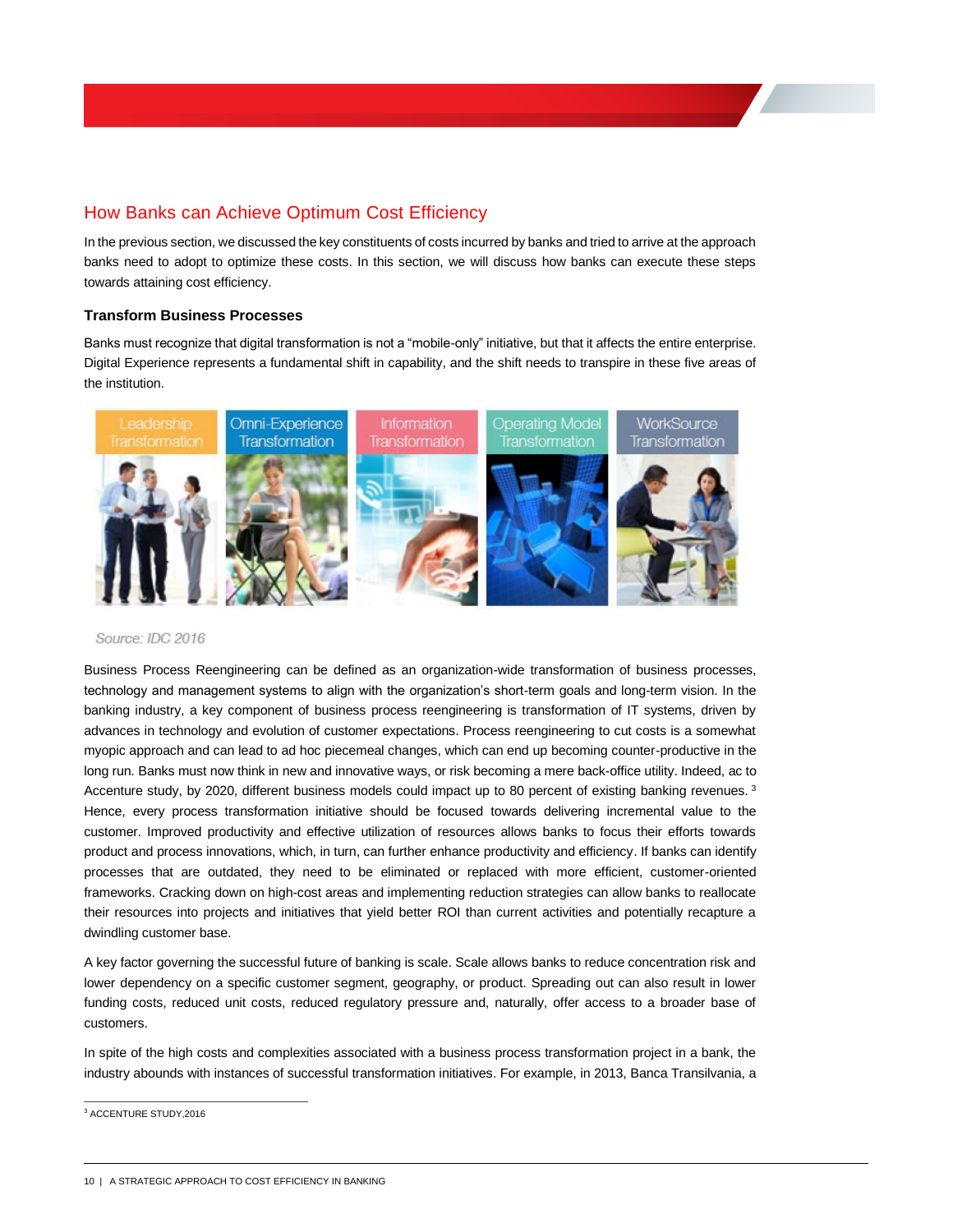## How Banks can Achieve Optimum Cost Efficiency

In the previous section, we discussed the key constituents of costs incurred by banks and tried to arrive at the approach banks need to adopt to optimize these costs. In this section, we will discuss how banks can execute these steps towards attaining cost efficiency.

### Transform Business Processes

Banks must recognize that digital transformation is not a "mobile-only" initiative, but that it affects the entire enterprise. Digital Experience represents a fundamental shift in capability, and the shift needs to transpire in these five areas of the institution.

Leadership Transformation | Omni-Experience Transformation | Information Transformation | Operating Model Transformation | WorkSource Transformation

Source: IDC 2016

Business Process Reengineering can be defined as an organization-wide transformation of business processes, technology and management systems to align with the organization's short-term goals and long-term vision. In the banking industry, a key component of business process reengineering is transformation of IT systems, driven by advances in technology and evolution of customer expectations. Process reengineering to cut costs is a somewhat myopic approach and can lead to ad hoc piecemeal changes, which can end up becoming counter-productive in the long run. Banks must now think in new and innovative ways, or risk becoming a mere back-office utility. Indeed, ac to Accenture study, by 2020, different business models could impact up to 80 percent of existing banking revenues. [3] Hence, every process transformation initiative should be focused towards delivering incremental value to the customer. Improved productivity and effective utilization of resources allows banks to focus their efforts towards product and process innovations, which, in turn, can further enhance productivity and efficiency. If banks can identify processes that are outdated, they need to be eliminated or replaced with more efficient, customer-oriented frameworks. Cracking down on high-cost areas and implementing reduction strategies can allow banks to reallocate their resources into projects and initiatives that yield better ROI than current activities and potentially recapture a dwindling customer base.

A key factor governing the successful future of banking is scale. Scale allows banks to reduce concentration risk and lower dependency on a specific customer segment, geography, or product. Spreading out can also result in lower funding costs, reduced unit costs, reduced regulatory pressure and, naturally, offer access to a broader base of customers.

In spite of the high costs and complexities associated with a business process transformation project in a bank, the industry abounds with instances of successful transformation initiatives. For example, in 2013, Banca Transilvania, a

[3] ACCENTURE STUDY,2016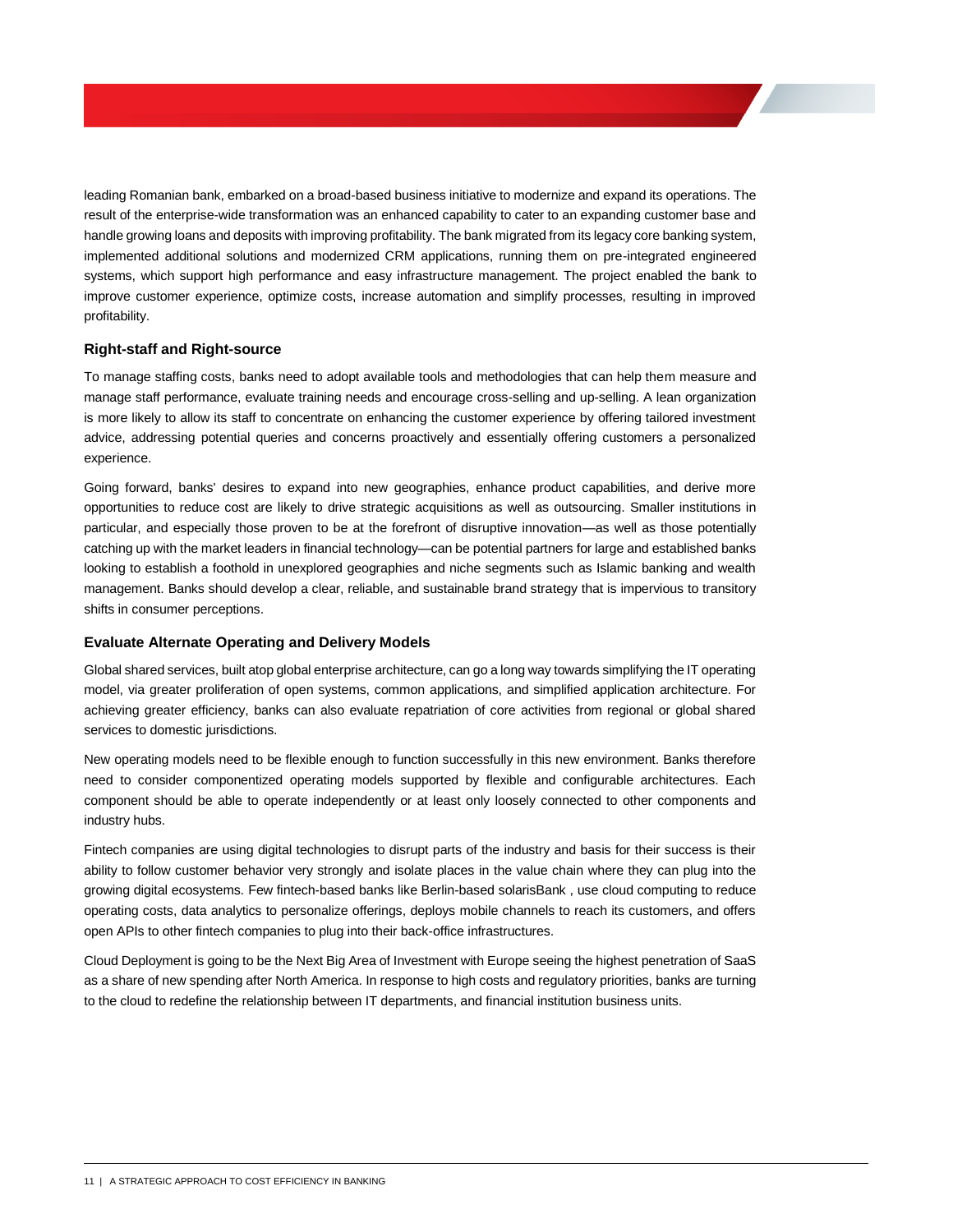leading Romanian bank, embarked on a broad-based business initiative to modernize and expand its operations. The result of the enterprise-wide transformation was an enhanced capability to cater to an expanding customer base and handle growing loans and deposits with improving profitability. The bank migrated from its legacy core banking system, implemented additional solutions and modernized CRM applications, running them on pre-integrated engineered systems, which support high performance and easy infrastructure management. The project enabled the bank to improve customer experience, optimize costs, increase automation and simplify processes, resulting in improved profitability.

### Right-staff and Right-source

To manage staffing costs, banks need to adopt available tools and methodologies that can help them measure and manage staff performance, evaluate training needs and encourage cross-selling and up-selling. A lean organization is more likely to allow its staff to concentrate on enhancing the customer experience by offering tailored investment advice, addressing potential queries and concerns proactively and essentially offering customers a personalized experience.

Going forward, banks' desires to expand into new geographies, enhance product capabilities, and derive more opportunities to reduce cost are likely to drive strategic acquisitions as well as outsourcing. Smaller institutions in particular, and especially those proven to be at the forefront of disruptive innovation—as well as those potentially catching up with the market leaders in financial technology—can be potential partners for large and established banks looking to establish a foothold in unexplored geographies and niche segments such as Islamic banking and wealth management. Banks should develop a clear, reliable, and sustainable brand strategy that is impervious to transitory shifts in consumer perceptions.

### Evaluate Alternate Operating and Delivery Models

Global shared services, built atop global enterprise architecture, can go a long way towards simplifying the IT operating model, via greater proliferation of open systems, common applications, and simplified application architecture. For achieving greater efficiency, banks can also evaluate repatriation of core activities from regional or global shared services to domestic jurisdictions.

New operating models need to be flexible enough to function successfully in this new environment. Banks therefore need to consider componentized operating models supported by flexible and configurable architectures. Each component should be able to operate independently or at least only loosely connected to other components and industry hubs.

Fintech companies are using digital technologies to disrupt parts of the industry and basis for their success is their ability to follow customer behavior very strongly and isolate places in the value chain where they can plug into the growing digital ecosystems. Few fintech-based banks like Berlin-based solarisBank , use cloud computing to reduce operating costs, data analytics to personalize offerings, deploys mobile channels to reach its customers, and offers open APIs to other fintech companies to plug into their back-office infrastructures.

Cloud Deployment is going to be the Next Big Area of Investment with Europe seeing the highest penetration of SaaS as a share of new spending after North America. In response to high costs and regulatory priorities, banks are turning to the cloud to redefine the relationship between IT departments, and financial institution business units.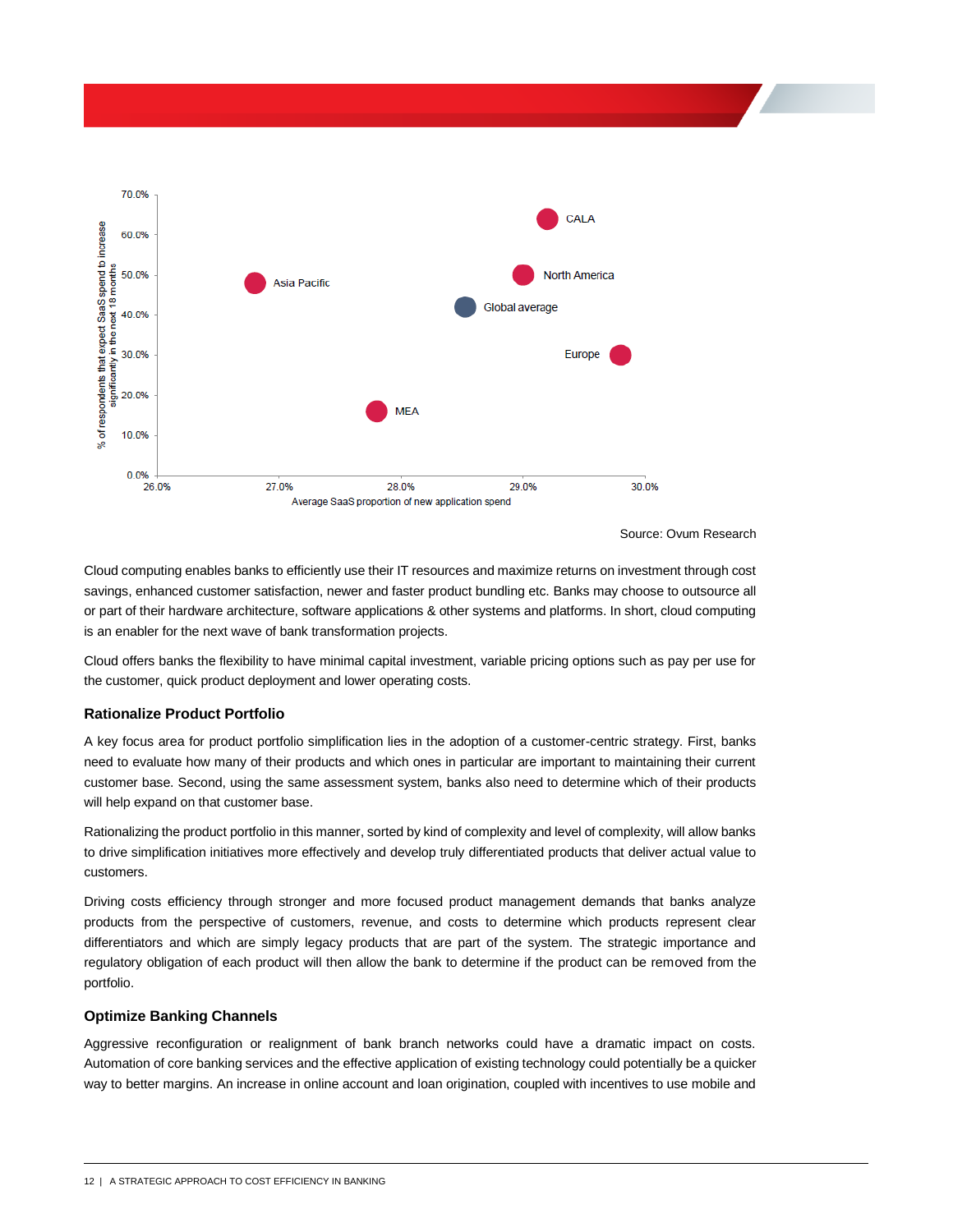Source: Ovum Research

Cloud computing enables banks to efficiently use their IT resources and maximize returns on investment through cost savings, enhanced customer satisfaction, newer and faster product bundling etc. Banks may choose to outsource all or part of their hardware architecture, software applications & other systems and platforms. In short, cloud computing is an enabler for the next wave of bank transformation projects.

Cloud offers banks the flexibility to have minimal capital investment, variable pricing options such as pay per use for the customer, quick product deployment and lower operating costs.

### Rationalize Product Portfolio

A key focus area for product portfolio simplification lies in the adoption of a customer-centric strategy. First, banks need to evaluate how many of their products and which ones in particular are important to maintaining their current customer base. Second, using the same assessment system, banks also need to determine which of their products will help expand on that customer base.

Rationalizing the product portfolio in this manner, sorted by kind of complexity and level of complexity, will allow banks to drive simplification initiatives more effectively and develop truly differentiated products that deliver actual value to customers.

Driving costs efficiency through stronger and more focused product management demands that banks analyze products from the perspective of customers, revenue, and costs to determine which products represent clear differentiators and which are simply legacy products that are part of the system. The strategic importance and regulatory obligation of each product will then allow the bank to determine if the product can be removed from the portfolio.

### Optimize Banking Channels

Aggressive reconfiguration or realignment of bank branch networks could have a dramatic impact on costs. Automation of core banking services and the effective application of existing technology could potentially be a quicker way to better margins. An increase in online account and loan origination, coupled with incentives to use mobile and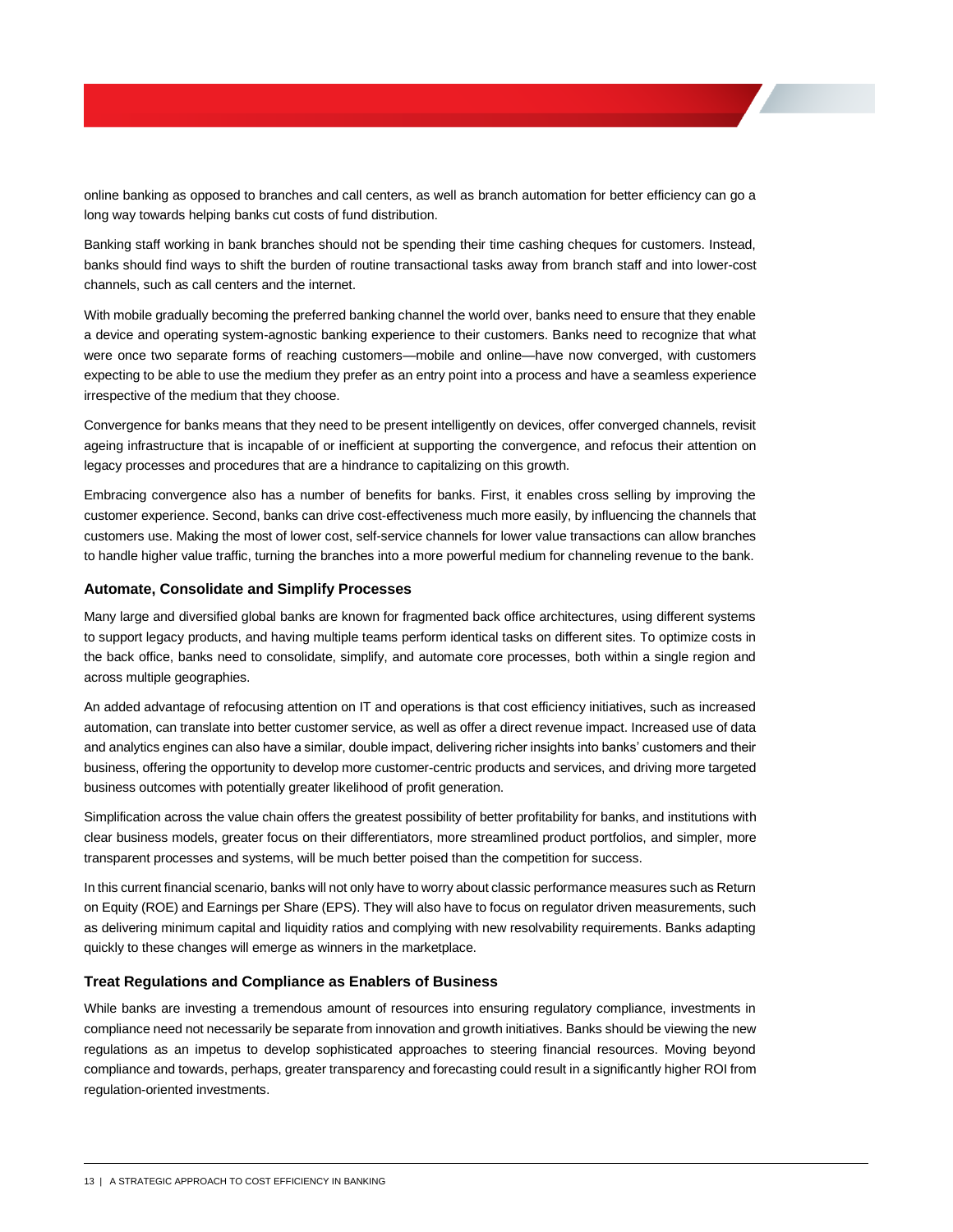online banking as opposed to branches and call centers, as well as branch automation for better efficiency can go a long way towards helping banks cut costs of fund distribution.

Banking staff working in bank branches should not be spending their time cashing cheques for customers. Instead, banks should find ways to shift the burden of routine transactional tasks away from branch staff and into lower-cost channels, such as call centers and the internet.

With mobile gradually becoming the preferred banking channel the world over, banks need to ensure that they enable a device and operating system-agnostic banking experience to their customers. Banks need to recognize that what were once two separate forms of reaching customers—mobile and online—have now converged, with customers expecting to be able to use the medium they prefer as an entry point into a process and have a seamless experience irrespective of the medium that they choose.

Convergence for banks means that they need to be present intelligently on devices, offer converged channels, revisit ageing infrastructure that is incapable of or inefficient at supporting the convergence, and refocus their attention on legacy processes and procedures that are a hindrance to capitalizing on this growth.

Embracing convergence also has a number of benefits for banks. First, it enables cross selling by improving the customer experience. Second, banks can drive cost-effectiveness much more easily, by influencing the channels that customers use. Making the most of lower cost, self-service channels for lower value transactions can allow branches to handle higher value traffic, turning the branches into a more powerful medium for channeling revenue to the bank.

### Automate, Consolidate and Simplify Processes

Many large and diversified global banks are known for fragmented back office architectures, using different systems to support legacy products, and having multiple teams perform identical tasks on different sites. To optimize costs in the back office, banks need to consolidate, simplify, and automate core processes, both within a single region and across multiple geographies.

An added advantage of refocusing attention on IT and operations is that cost efficiency initiatives, such as increased automation, can translate into better customer service, as well as offer a direct revenue impact. Increased use of data and analytics engines can also have a similar, double impact, delivering richer insights into banks' customers and their business, offering the opportunity to develop more customer-centric products and services, and driving more targeted business outcomes with potentially greater likelihood of profit generation.

Simplification across the value chain offers the greatest possibility of better profitability for banks, and institutions with clear business models, greater focus on their differentiators, more streamlined product portfolios, and simpler, more transparent processes and systems, will be much better poised than the competition for success.

In this current financial scenario, banks will not only have to worry about classic performance measures such as Return on Equity (ROE) and Earnings per Share (EPS). They will also have to focus on regulator driven measurements, such as delivering minimum capital and liquidity ratios and complying with new resolvability requirements. Banks adapting quickly to these changes will emerge as winners in the marketplace.

### Treat Regulations and Compliance as Enablers of Business

While banks are investing a tremendous amount of resources into ensuring regulatory compliance, investments in compliance need not necessarily be separate from innovation and growth initiatives. Banks should be viewing the new regulations as an impetus to develop sophisticated approaches to steering financial resources. Moving beyond compliance and towards, perhaps, greater transparency and forecasting could result in a significantly higher ROI from regulation-oriented investments.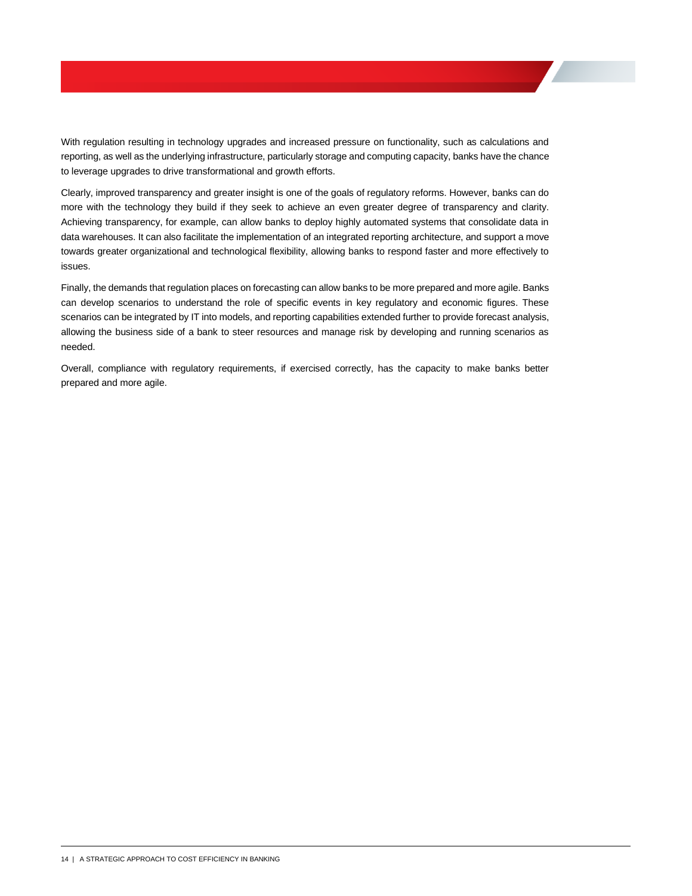With regulation resulting in technology upgrades and increased pressure on functionality, such as calculations and reporting, as well as the underlying infrastructure, particularly storage and computing capacity, banks have the chance to leverage upgrades to drive transformational and growth efforts.

Clearly, improved transparency and greater insight is one of the goals of regulatory reforms. However, banks can do more with the technology they build if they seek to achieve an even greater degree of transparency and clarity. Achieving transparency, for example, can allow banks to deploy highly automated systems that consolidate data in data warehouses. It can also facilitate the implementation of an integrated reporting architecture, and support a move towards greater organizational and technological flexibility, allowing banks to respond faster and more effectively to issues.

Finally, the demands that regulation places on forecasting can allow banks to be more prepared and more agile. Banks can develop scenarios to understand the role of specific events in key regulatory and economic figures. These scenarios can be integrated by IT into models, and reporting capabilities extended further to provide forecast analysis, allowing the business side of a bank to steer resources and manage risk by developing and running scenarios as needed.

Overall, compliance with regulatory requirements, if exercised correctly, has the capacity to make banks better prepared and more agile.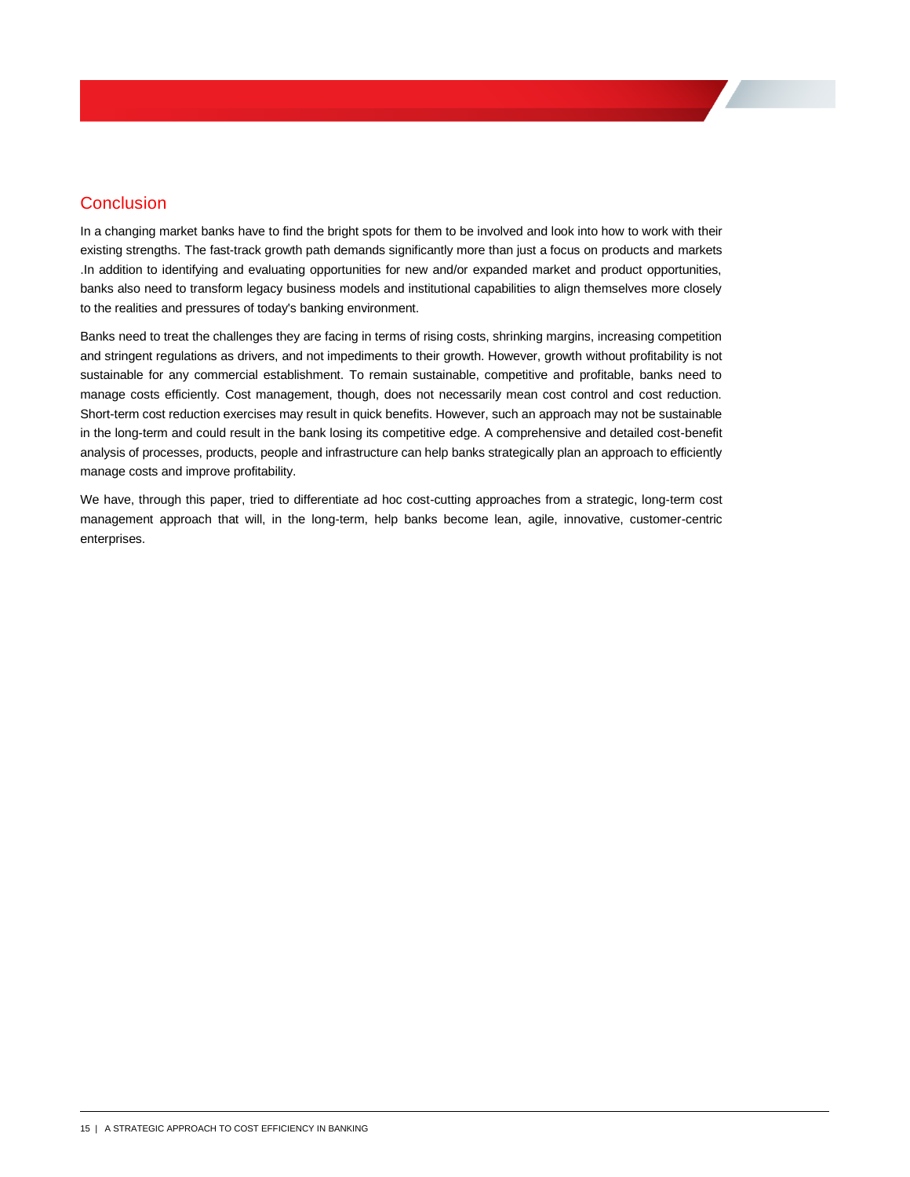## Conclusion

In a changing market banks have to find the bright spots for them to be involved and look into how to work with their existing strengths. The fast-track growth path demands significantly more than just a focus on products and markets .In addition to identifying and evaluating opportunities for new and/or expanded market and product opportunities, banks also need to transform legacy business models and institutional capabilities to align themselves more closely to the realities and pressures of today's banking environment.

Banks need to treat the challenges they are facing in terms of rising costs, shrinking margins, increasing competition and stringent regulations as drivers, and not impediments to their growth. However, growth without profitability is not sustainable for any commercial establishment. To remain sustainable, competitive and profitable, banks need to manage costs efficiently. Cost management, though, does not necessarily mean cost control and cost reduction. Short-term cost reduction exercises may result in quick benefits. However, such an approach may not be sustainable in the long-term and could result in the bank losing its competitive edge. A comprehensive and detailed cost-benefit analysis of processes, products, people and infrastructure can help banks strategically plan an approach to efficiently manage costs and improve profitability.

We have, through this paper, tried to differentiate ad hoc cost-cutting approaches from a strategic, long-term cost management approach that will, in the long-term, help banks become lean, agile, innovative, customer-centric enterprises.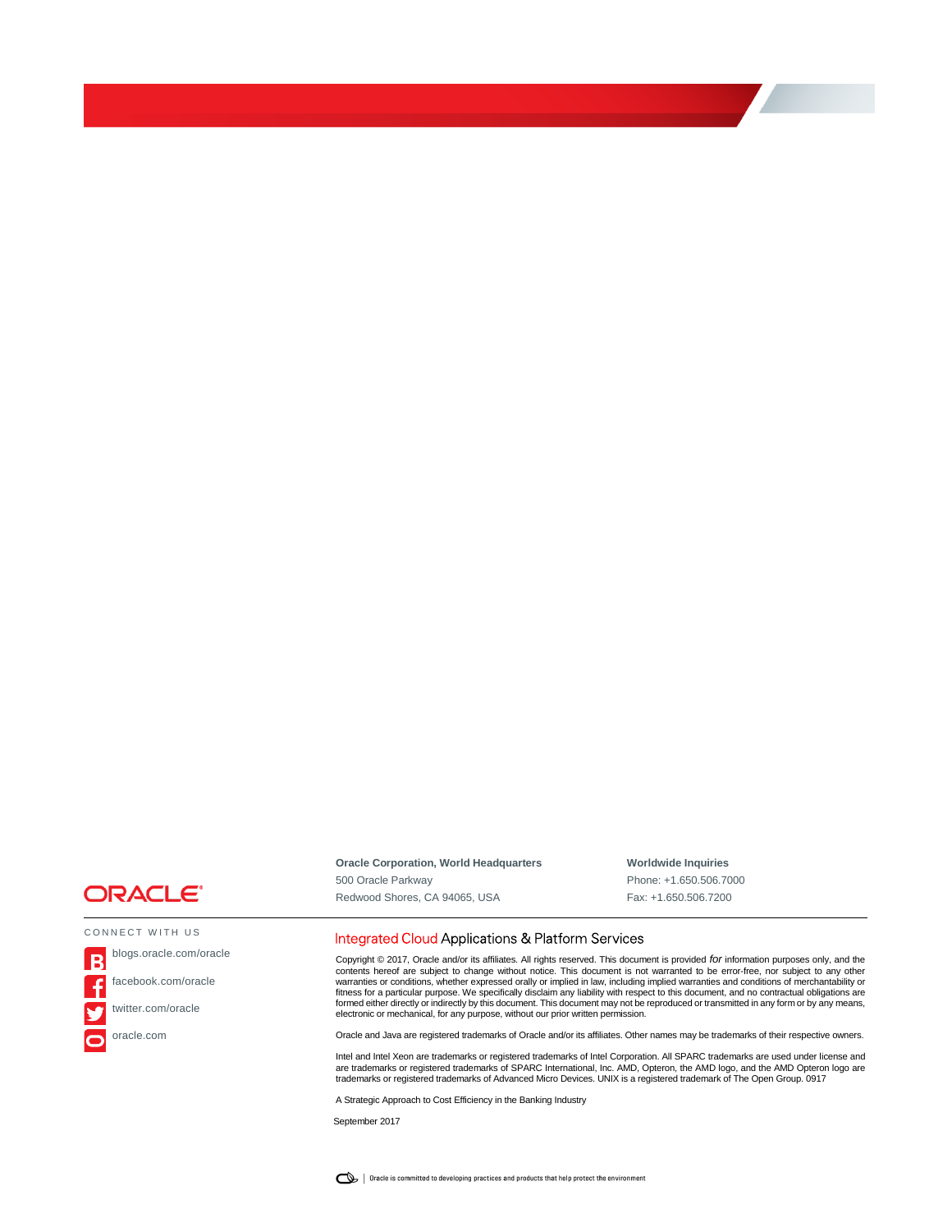ORACLE

**Oracle Corporation, World Headquarters**
500 Oracle Parkway
Redwood Shores, CA 94065, USA

**Worldwide Inquiries**
Phone: +1.650.506.7000
Fax: +1.650.506.7200

CONNECT WITH US

blogs.oracle.com/oracle

facebook.com/oracle

twitter.com/oracle

oracle.com

Integrated Cloud Applications & Platform Services

Copyright © 2017, Oracle and/or its affiliates. All rights reserved. This document is provided *for* information purposes only, and the contents hereof are subject to change without notice. This document is not warranted to be error-free, nor subject to any other warranties or conditions, whether expressed orally or implied in law, including implied warranties and conditions of merchantability or fitness for a particular purpose. We specifically disclaim any liability with respect to this document, and no contractual obligations are formed either directly or indirectly by this document. This document may not be reproduced or transmitted in any form or by any means, electronic or mechanical, for any purpose, without our prior written permission.

Oracle and Java are registered trademarks of Oracle and/or its affiliates. Other names may be trademarks of their respective owners.

Intel and Intel Xeon are trademarks or registered trademarks of Intel Corporation. All SPARC trademarks are used under license and are trademarks or registered trademarks of SPARC International, Inc. AMD, Opteron, the AMD logo, and the AMD Opteron logo are trademarks or registered trademarks of Advanced Micro Devices. UNIX is a registered trademark of The Open Group. 0917

A Strategic Approach to Cost Efficiency in the Banking Industry

September 2017

Oracle is committed to developing practices and products that help protect the environment